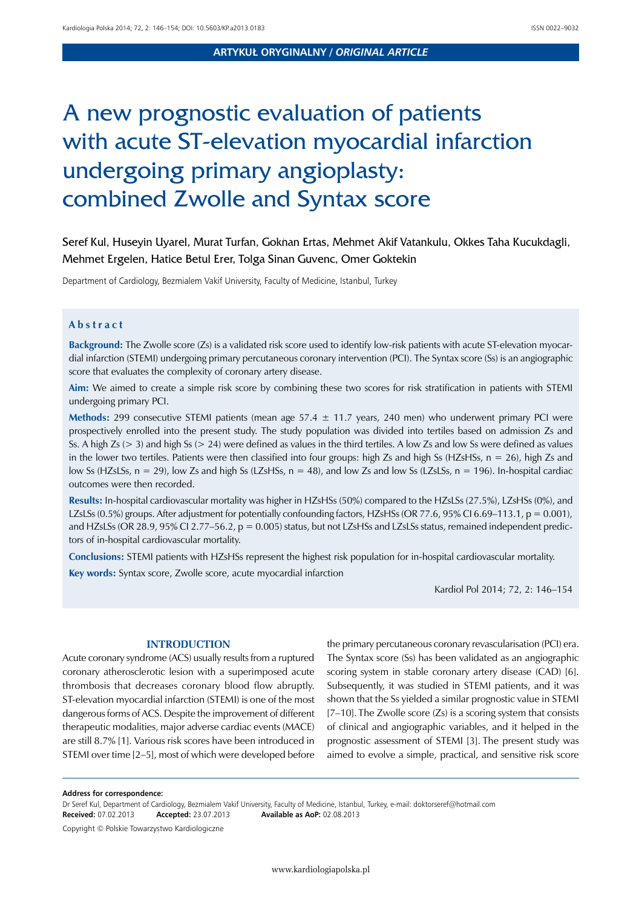ARTYKUŁ ORYGINALNY / *ORIGINAL ARTICLE*

# A new prognostic evaluation of patients with acute ST-elevation myocardial infarction undergoing primary angioplasty: combined Zwolle and Syntax score

Seref Kul, Huseyin Uyarel, Murat Turfan, Goknan Ertas, Mehmet Akif Vatankulu, Okkes Taha Kucukdagli, Mehmet Ergelen, Hatice Betul Erer, Tolga Sinan Guvenc, Omer Goktekin

Department of Cardiology, Bezmialem Vakif University, Faculty of Medicine, Istanbul, Turkey

## Abstract

**Background:** The Zwolle score (Zs) is a validated risk score used to identify low-risk patients with acute ST-elevation myocardial infarction (STEMI) undergoing percutaneous coronary intervention (PCI). The Syntax score (Ss) is an angiographic score that evaluates the complexity of coronary artery disease.

**Aim:** We aimed to create a simple risk score by combining these two scores for risk stratification in patients with STEMI undergoing primary PCI.

**Methods:** 299 consecutive STEMI patients (mean age 57.4 ± 11.7 years, 240 men) who underwent primary PCI were prospectively enrolled into the present study. The study population was divided into tertiles based on admission Zs and Ss. A high Zs (> 3) and high Ss (> 24) were defined as values in the third tertiles. A low Zs and low Ss were defined as values in the lower two tertiles. Patients were then classified into four groups: high Zs and high Ss (HZsHSs, n = 26), high Zs and low Ss (HZsLSs, n = 29), low Zs and high Ss (LZsHSs, n = 48), and low Zs and low Ss (LZsLSs, n = 196). In-hospital cardiac outcomes were then recorded.

**Results:** In-hospital cardiovascular mortality was higher in HZsHSs (50%) compared to the HZsLSs (27.5%), LZsHSs (0%), and LZsLSs (0.5%) groups. After adjustment for potentially confounding factors, HZsHSs (OR 77.6, 95% CI 6.69–113.1, p = 0.001), and HZsLSs (OR 28.9, 95% CI 2.77–56.2, p = 0.005) status, but not LZsHSs and LZsLSs status, remained independent predictors of in-hospital cardiovascular mortality.

**Conclusions:** STEMI patients with HZsHSs represent the highest risk population for in-hospital cardiovascular mortality.

**Key words:** Syntax score, Zwolle score, acute myocardial infarction

Kardiol Pol 2014; 72, 2: 146–154

## INTRODUCTION

Acute coronary syndrome (ACS) usually results from a ruptured coronary atherosclerotic lesion with a superimposed acute thrombosis that decreases coronary blood flow abruptly. ST-elevation myocardial infarction (STEMI) is one of the most dangerous forms of ACS. Despite the improvement of different therapeutic modalities, major adverse cardiac events (MACE) are still 8.7% [1]. Various risk scores have been introduced in STEMI over time [2–5], most of which were developed before the primary percutaneous coronary revascularisation (PCI) era. The Syntax score (Ss) has been validated as an angiographic scoring system in stable coronary artery disease (CAD) [6]. Subsequently, it was studied in STEMI patients, and it was shown that the Ss yielded a similar prognostic value in STEMI [7–10]. The Zwolle score (Zs) is a scoring system that consists of clinical and angiographic variables, and it helped in the prognostic assessment of STEMI [3]. The present study was aimed to evolve a simple, practical, and sensitive risk score

**Address for correspondence:**
Dr Seref Kul, Department of Cardiology, Bezmialem Vakif University, Faculty of Medicine, Istanbul, Turkey, e-mail: doktorseref@hotmail.com
**Received:** 07.02.2013 **Accepted:** 23.07.2013 **Available as AoP:** 02.08.2013

Copyright © Polskie Towarzystwo Kardiologiczne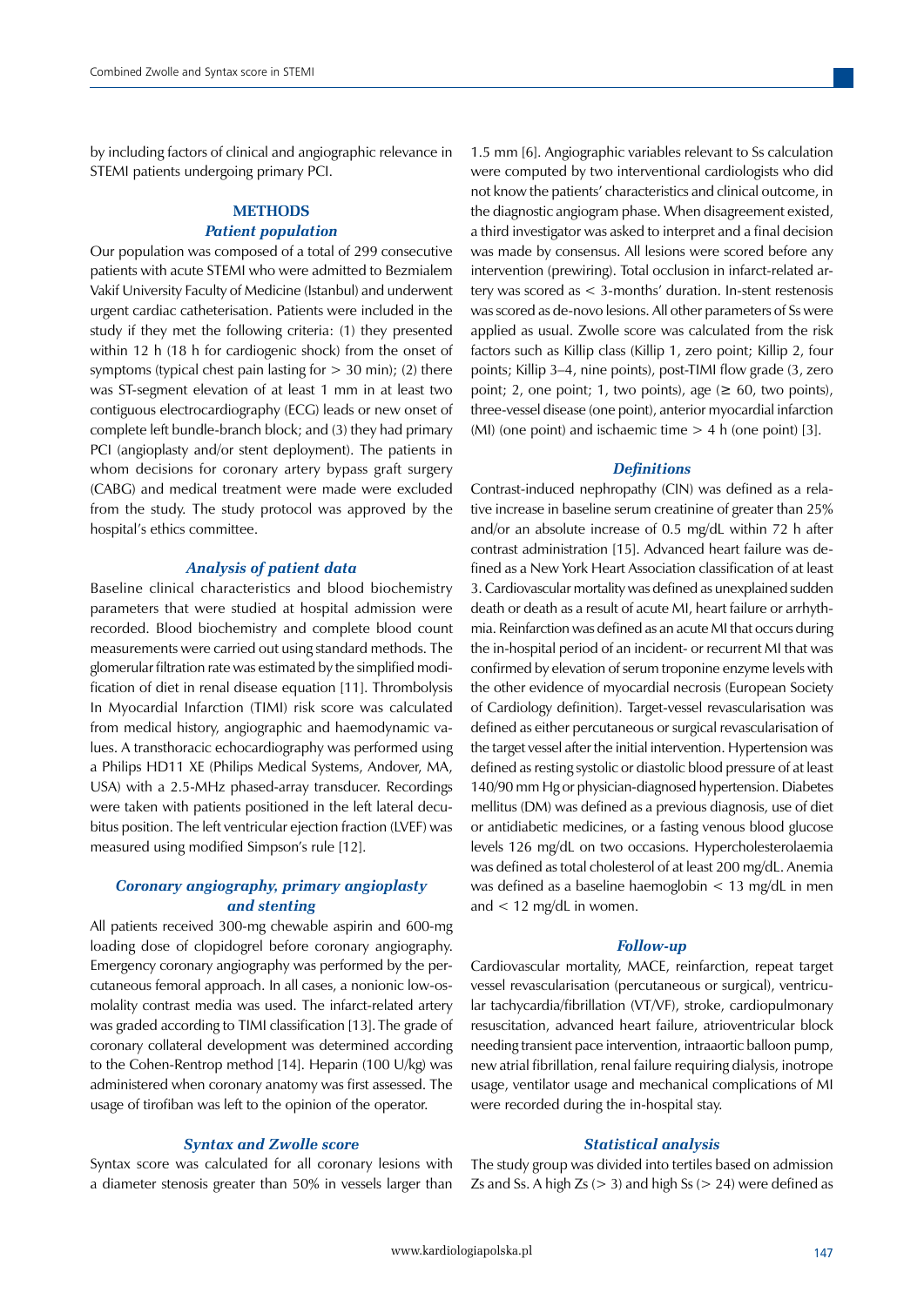by including factors of clinical and angiographic relevance in STEMI patients undergoing primary PCI.

## METHODS

### *Patient population*

Our population was composed of a total of 299 consecutive patients with acute STEMI who were admitted to Bezmialem Vakif University Faculty of Medicine (Istanbul) and underwent urgent cardiac catheterisation. Patients were included in the study if they met the following criteria: (1) they presented within 12 h (18 h for cardiogenic shock) from the onset of symptoms (typical chest pain lasting for > 30 min); (2) there was ST-segment elevation of at least 1 mm in at least two contiguous electrocardiography (ECG) leads or new onset of complete left bundle-branch block; and (3) they had primary PCI (angioplasty and/or stent deployment). The patients in whom decisions for coronary artery bypass graft surgery (CABG) and medical treatment were made were excluded from the study. The study protocol was approved by the hospital's ethics committee.

### *Analysis of patient data*

Baseline clinical characteristics and blood biochemistry parameters that were studied at hospital admission were recorded. Blood biochemistry and complete blood count measurements were carried out using standard methods. The glomerular filtration rate was estimated by the simplified modification of diet in renal disease equation [11]. Thrombolysis In Myocardial Infarction (TIMI) risk score was calculated from medical history, angiographic and haemodynamic values. A transthoracic echocardiography was performed using a Philips HD11 XE (Philips Medical Systems, Andover, MA, USA) with a 2.5-MHz phased-array transducer. Recordings were taken with patients positioned in the left lateral decubitus position. The left ventricular ejection fraction (LVEF) was measured using modified Simpson's rule [12].

### *Coronary angiography, primary angioplasty and stenting*

All patients received 300-mg chewable aspirin and 600-mg loading dose of clopidogrel before coronary angiography. Emergency coronary angiography was performed by the percutaneous femoral approach. In all cases, a nonionic low-osmolality contrast media was used. The infarct-related artery was graded according to TIMI classification [13]. The grade of coronary collateral development was determined according to the Cohen-Rentrop method [14]. Heparin (100 U/kg) was administered when coronary anatomy was first assessed. The usage of tirofiban was left to the opinion of the operator.

### *Syntax and Zwolle score*

Syntax score was calculated for all coronary lesions with a diameter stenosis greater than 50% in vessels larger than 1.5 mm [6]. Angiographic variables relevant to Ss calculation were computed by two interventional cardiologists who did not know the patients' characteristics and clinical outcome, in the diagnostic angiogram phase. When disagreement existed, a third investigator was asked to interpret and a final decision was made by consensus. All lesions were scored before any intervention (prewiring). Total occlusion in infarct-related artery was scored as < 3-months' duration. In-stent restenosis was scored as de-novo lesions. All other parameters of Ss were applied as usual. Zwolle score was calculated from the risk factors such as Killip class (Killip 1, zero point; Killip 2, four points; Killip 3–4, nine points), post-TIMI flow grade (3, zero point; 2, one point; 1, two points), age (≥ 60, two points), three-vessel disease (one point), anterior myocardial infarction (MI) (one point) and ischaemic time > 4 h (one point) [3].

### *Definitions*

Contrast-induced nephropathy (CIN) was defined as a relative increase in baseline serum creatinine of greater than 25% and/or an absolute increase of 0.5 mg/dL within 72 h after contrast administration [15]. Advanced heart failure was defined as a New York Heart Association classification of at least 3. Cardiovascular mortality was defined as unexplained sudden death or death as a result of acute MI, heart failure or arrhythmia. Reinfarction was defined as an acute MI that occurs during the in-hospital period of an incident- or recurrent MI that was confirmed by elevation of serum troponine enzyme levels with the other evidence of myocardial necrosis (European Society of Cardiology definition). Target-vessel revascularisation was defined as either percutaneous or surgical revascularisation of the target vessel after the initial intervention. Hypertension was defined as resting systolic or diastolic blood pressure of at least 140/90 mm Hg or physician-diagnosed hypertension. Diabetes mellitus (DM) was defined as a previous diagnosis, use of diet or antidiabetic medicines, or a fasting venous blood glucose levels 126 mg/dL on two occasions. Hypercholesterolaemia was defined as total cholesterol of at least 200 mg/dL. Anemia was defined as a baseline haemoglobin < 13 mg/dL in men and < 12 mg/dL in women.

### *Follow-up*

Cardiovascular mortality, MACE, reinfarction, repeat target vessel revascularisation (percutaneous or surgical), ventricular tachycardia/fibrillation (VT/VF), stroke, cardiopulmonary resuscitation, advanced heart failure, atrioventricular block needing transient pace intervention, intraaortic balloon pump, new atrial fibrillation, renal failure requiring dialysis, inotrope usage, ventilator usage and mechanical complications of MI were recorded during the in-hospital stay.

### *Statistical analysis*

The study group was divided into tertiles based on admission Zs and Ss. A high Zs (> 3) and high Ss (> 24) were defined as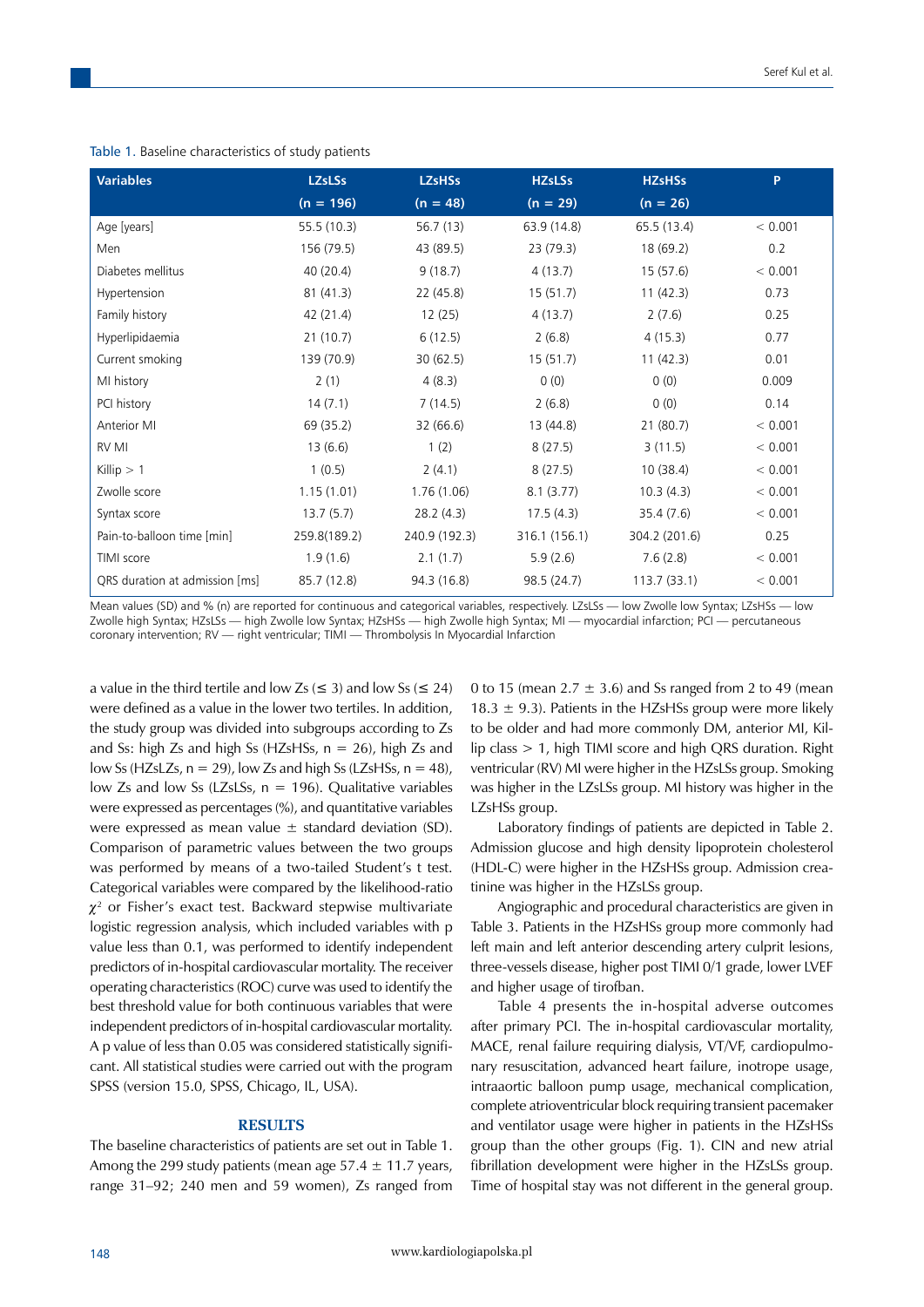Table 1. Baseline characteristics of study patients

| Variables | LZsLSs (n = 196) | LZsHSs (n = 48) | HZsLSs (n = 29) | HZsHSs (n = 26) | P |
|---|---|---|---|---|---|
| Age [years] | 55.5 (10.3) | 56.7 (13) | 63.9 (14.8) | 65.5 (13.4) | < 0.001 |
| Men | 156 (79.5) | 43 (89.5) | 23 (79.3) | 18 (69.2) | 0.2 |
| Diabetes mellitus | 40 (20.4) | 9 (18.7) | 4 (13.7) | 15 (57.6) | < 0.001 |
| Hypertension | 81 (41.3) | 22 (45.8) | 15 (51.7) | 11 (42.3) | 0.73 |
| Family history | 42 (21.4) | 12 (25) | 4 (13.7) | 2 (7.6) | 0.25 |
| Hyperlipidaemia | 21 (10.7) | 6 (12.5) | 2 (6.8) | 4 (15.3) | 0.77 |
| Current smoking | 139 (70.9) | 30 (62.5) | 15 (51.7) | 11 (42.3) | 0.01 |
| MI history | 2 (1) | 4 (8.3) | 0 (0) | 0 (0) | 0.009 |
| PCI history | 14 (7.1) | 7 (14.5) | 2 (6.8) | 0 (0) | 0.14 |
| Anterior MI | 69 (35.2) | 32 (66.6) | 13 (44.8) | 21 (80.7) | < 0.001 |
| RV MI | 13 (6.6) | 1 (2) | 8 (27.5) | 3 (11.5) | < 0.001 |
| Killip > 1 | 1 (0.5) | 2 (4.1) | 8 (27.5) | 10 (38.4) | < 0.001 |
| Zwolle score | 1.15 (1.01) | 1.76 (1.06) | 8.1 (3.77) | 10.3 (4.3) | < 0.001 |
| Syntax score | 13.7 (5.7) | 28.2 (4.3) | 17.5 (4.3) | 35.4 (7.6) | < 0.001 |
| Pain-to-balloon time [min] | 259.8(189.2) | 240.9 (192.3) | 316.1 (156.1) | 304.2 (201.6) | 0.25 |
| TIMI score | 1.9 (1.6) | 2.1 (1.7) | 5.9 (2.6) | 7.6 (2.8) | < 0.001 |
| QRS duration at admission [ms] | 85.7 (12.8) | 94.3 (16.8) | 98.5 (24.7) | 113.7 (33.1) | < 0.001 |

Mean values (SD) and % (n) are reported for continuous and categorical variables, respectively. LZsLSs — low Zwolle low Syntax; LZsHSs — low Zwolle high Syntax; HZsLSs — high Zwolle low Syntax; HZsHSs — high Zwolle high Syntax; MI — myocardial infarction; PCI — percutaneous coronary intervention; RV — right ventricular; TIMI — Thrombolysis In Myocardial Infarction

a value in the third tertile and low Zs (≤ 3) and low Ss (≤ 24) were defined as a value in the lower two tertiles. In addition, the study group was divided into subgroups according to Zs and Ss: high Zs and high Ss (HZsHSs, n = 26), high Zs and low Ss (HZsLZs, n = 29), low Zs and high Ss (LZsHSs, n = 48), low Zs and low Ss (LZsLSs, n = 196). Qualitative variables were expressed as percentages (%), and quantitative variables were expressed as mean value ± standard deviation (SD). Comparison of parametric values between the two groups was performed by means of a two-tailed Student's t test. Categorical variables were compared by the likelihood-ratio $\chi^2$ or Fisher's exact test. Backward stepwise multivariate logistic regression analysis, which included variables with p value less than 0.1, was performed to identify independent predictors of in-hospital cardiovascular mortality. The receiver operating characteristics (ROC) curve was used to identify the best threshold value for both continuous variables that were independent predictors of in-hospital cardiovascular mortality. A p value of less than 0.05 was considered statistically significant. All statistical studies were carried out with the program SPSS (version 15.0, SPSS, Chicago, IL, USA).

## RESULTS

The baseline characteristics of patients are set out in Table 1. Among the 299 study patients (mean age 57.4 ± 11.7 years, range 31–92; 240 men and 59 women), Zs ranged from 0 to 15 (mean 2.7 ± 3.6) and Ss ranged from 2 to 49 (mean 18.3 ± 9.3). Patients in the HZsHSs group were more likely to be older and had more commonly DM, anterior MI, Killip class > 1, high TIMI score and high QRS duration. Right ventricular (RV) MI were higher in the HZsLSs group. Smoking was higher in the LZsLSs group. MI history was higher in the LZsHSs group.

Laboratory findings of patients are depicted in Table 2. Admission glucose and high density lipoprotein cholesterol (HDL-C) were higher in the HZsHSs group. Admission creatinine was higher in the HZsLSs group.

Angiographic and procedural characteristics are given in Table 3. Patients in the HZsHSs group more commonly had left main and left anterior descending artery culprit lesions, three-vessels disease, higher post TIMI 0/1 grade, lower LVEF and higher usage of tirofban.

Table 4 presents the in-hospital adverse outcomes after primary PCI. The in-hospital cardiovascular mortality, MACE, renal failure requiring dialysis, VT/VF, cardiopulmonary resuscitation, advanced heart failure, inotrope usage, intraaortic balloon pump usage, mechanical complication, complete atrioventricular block requiring transient pacemaker and ventilator usage were higher in patients in the HZsHSs group than the other groups (Fig. 1). CIN and new atrial fibrillation development were higher in the HZsLSs group. Time of hospital stay was not different in the general group.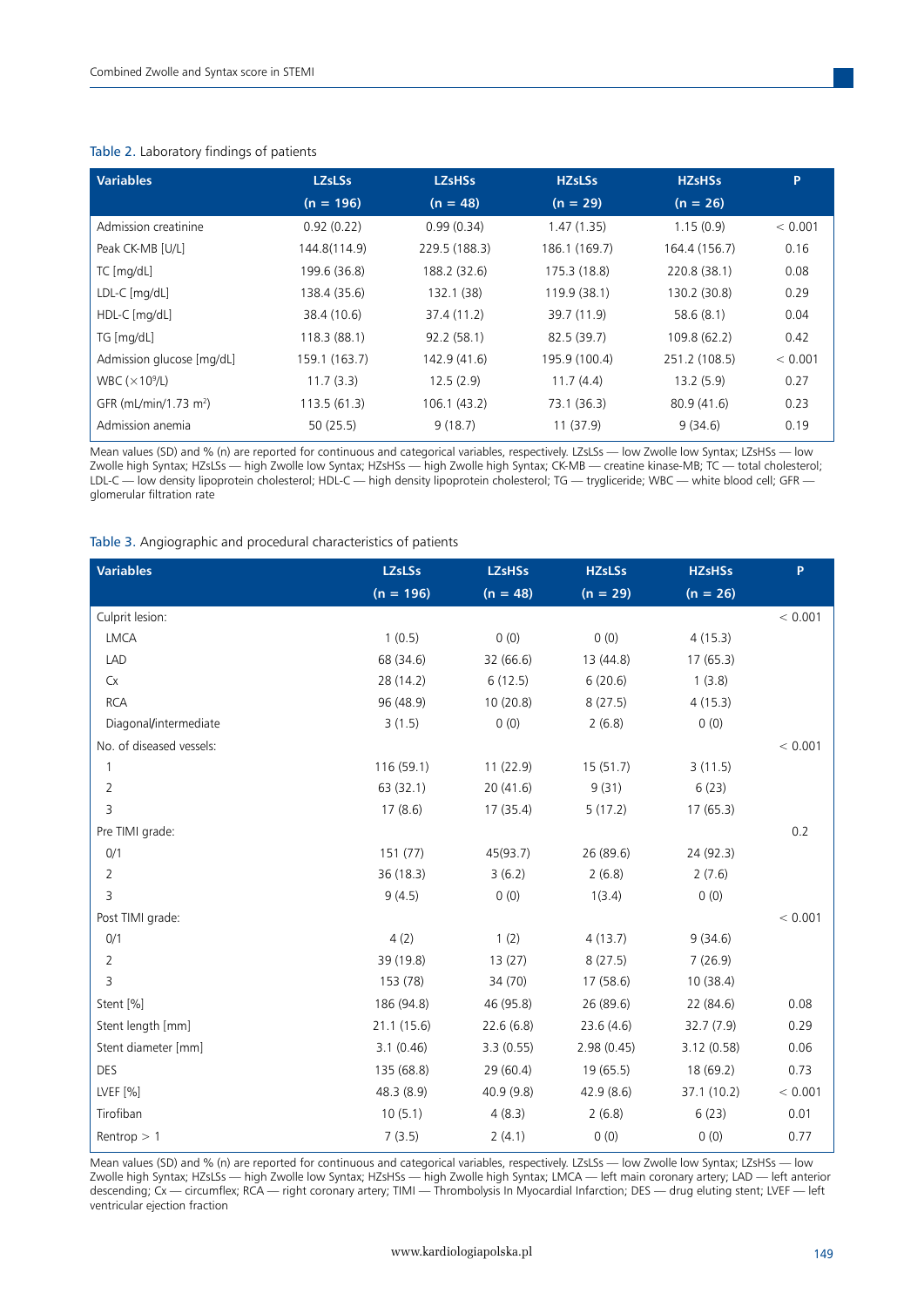Table 2. Laboratory findings of patients

| Variables | LZsLSs (n = 196) | LZsHSs (n = 48) | HZsLSs (n = 29) | HZsHSs (n = 26) | P |
|---|---|---|---|---|---|
| Admission creatinine | 0.92 (0.22) | 0.99 (0.34) | 1.47 (1.35) | 1.15 (0.9) | < 0.001 |
| Peak CK-MB [U/L] | 144.8(114.9) | 229.5 (188.3) | 186.1 (169.7) | 164.4 (156.7) | 0.16 |
| TC [mg/dL] | 199.6 (36.8) | 188.2 (32.6) | 175.3 (18.8) | 220.8 (38.1) | 0.08 |
| LDL-C [mg/dL] | 138.4 (35.6) | 132.1 (38) | 119.9 (38.1) | 130.2 (30.8) | 0.29 |
| HDL-C [mg/dL] | 38.4 (10.6) | 37.4 (11.2) | 39.7 (11.9) | 58.6 (8.1) | 0.04 |
| TG [mg/dL] | 118.3 (88.1) | 92.2 (58.1) | 82.5 (39.7) | 109.8 (62.2) | 0.42 |
| Admission glucose [mg/dL] | 159.1 (163.7) | 142.9 (41.6) | 195.9 (100.4) | 251.2 (108.5) | < 0.001 |
| WBC ($\times 10^9$/L) | 11.7 (3.3) | 12.5 (2.9) | 11.7 (4.4) | 13.2 (5.9) | 0.27 |
| GFR (mL/min/1.73 $m^2$) | 113.5 (61.3) | 106.1 (43.2) | 73.1 (36.3) | 80.9 (41.6) | 0.23 |
| Admission anemia | 50 (25.5) | 9 (18.7) | 11 (37.9) | 9 (34.6) | 0.19 |

Mean values (SD) and % (n) are reported for continuous and categorical variables, respectively. LZsLSs — low Zwolle low Syntax; LZsHSs — low Zwolle high Syntax; HZsLSs — high Zwolle low Syntax; HZsHSs — high Zwolle high Syntax; CK-MB — creatine kinase-MB; TC — total cholesterol; LDL-C — low density lipoprotein cholesterol; HDL-C — high density lipoprotein cholesterol; TG — tryglyceride; WBC — white blood cell; GFR — glomerular filtration rate

Table 3. Angiographic and procedural characteristics of patients

| Variables | LZsLSs (n = 196) | LZsHSs (n = 48) | HZsLSs (n = 29) | HZsHSs (n = 26) | P |
|---|---|---|---|---|---|
| Culprit lesion: | | | | | < 0.001 |
| LMCA | 1 (0.5) | 0 (0) | 0 (0) | 4 (15.3) | |
| LAD | 68 (34.6) | 32 (66.6) | 13 (44.8) | 17 (65.3) | |
| Cx | 28 (14.2) | 6 (12.5) | 6 (20.6) | 1 (3.8) | |
| RCA | 96 (48.9) | 10 (20.8) | 8 (27.5) | 4 (15.3) | |
| Diagonal/intermediate | 3 (1.5) | 0 (0) | 2 (6.8) | 0 (0) | |
| No. of diseased vessels: | | | | | < 0.001 |
| 1 | 116 (59.1) | 11 (22.9) | 15 (51.7) | 3 (11.5) | |
| 2 | 63 (32.1) | 20 (41.6) | 9 (31) | 6 (23) | |
| 3 | 17 (8.6) | 17 (35.4) | 5 (17.2) | 17 (65.3) | |
| Pre TIMI grade: | | | | | 0.2 |
| 0/1 | 151 (77) | 45(93.7) | 26 (89.6) | 24 (92.3) | |
| 2 | 36 (18.3) | 3 (6.2) | 2 (6.8) | 2 (7.6) | |
| 3 | 9 (4.5) | 0 (0) | 1(3.4) | 0 (0) | |
| Post TIMI grade: | | | | | < 0.001 |
| 0/1 | 4 (2) | 1 (2) | 4 (13.7) | 9 (34.6) | |
| 2 | 39 (19.8) | 13 (27) | 8 (27.5) | 7 (26.9) | |
| 3 | 153 (78) | 34 (70) | 17 (58.6) | 10 (38.4) | |
| Stent [%] | 186 (94.8) | 46 (95.8) | 26 (89.6) | 22 (84.6) | 0.08 |
| Stent length [mm] | 21.1 (15.6) | 22.6 (6.8) | 23.6 (4.6) | 32.7 (7.9) | 0.29 |
| Stent diameter [mm] | 3.1 (0.46) | 3.3 (0.55) | 2.98 (0.45) | 3.12 (0.58) | 0.06 |
| DES | 135 (68.8) | 29 (60.4) | 19 (65.5) | 18 (69.2) | 0.73 |
| LVEF [%] | 48.3 (8.9) | 40.9 (9.8) | 42.9 (8.6) | 37.1 (10.2) | < 0.001 |
| Tirofiban | 10 (5.1) | 4 (8.3) | 2 (6.8) | 6 (23) | 0.01 |
| Rentrop > 1 | 7 (3.5) | 2 (4.1) | 0 (0) | 0 (0) | 0.77 |

Mean values (SD) and % (n) are reported for continuous and categorical variables, respectively. LZsLSs — low Zwolle low Syntax; LZsHSs — low Zwolle high Syntax; HZsLSs — high Zwolle low Syntax; HZsHSs — high Zwolle high Syntax; LMCA — left main coronary artery; LAD — left anterior descending; Cx — circumflex; RCA — right coronary artery; TIMI — Thrombolysis In Myocardial Infarction; DES — drug eluting stent; LVEF — left ventricular ejection fraction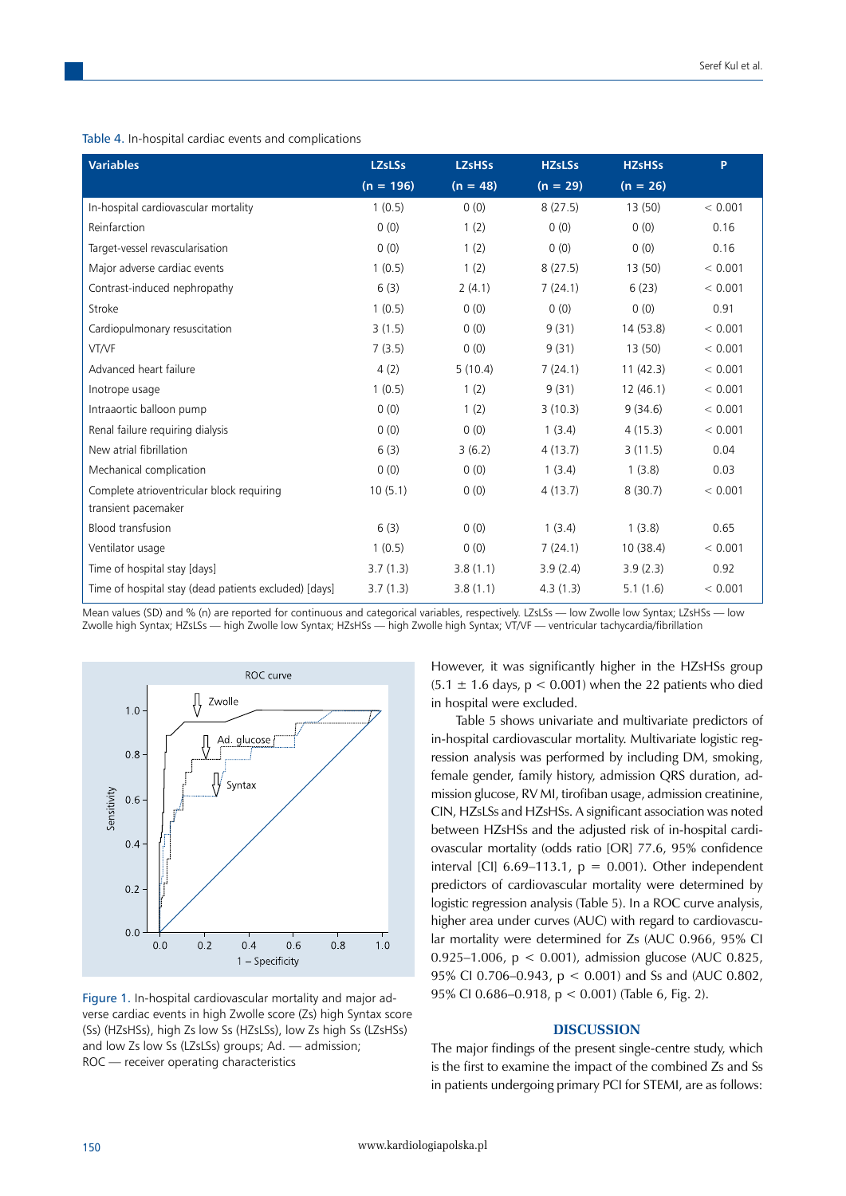Table 4. In-hospital cardiac events and complications

| Variables | LZsLSs (n = 196) | LZsHSs (n = 48) | HZsLSs (n = 29) | HZsHSs (n = 26) | P |
|---|---|---|---|---|---|
| In-hospital cardiovascular mortality | 1 (0.5) | 0 (0) | 8 (27.5) | 13 (50) | < 0.001 |
| Reinfarction | 0 (0) | 1 (2) | 0 (0) | 0 (0) | 0.16 |
| Target-vessel revascularisation | 0 (0) | 1 (2) | 0 (0) | 0 (0) | 0.16 |
| Major adverse cardiac events | 1 (0.5) | 1 (2) | 8 (27.5) | 13 (50) | < 0.001 |
| Contrast-induced nephropathy | 6 (3) | 2 (4.1) | 7 (24.1) | 6 (23) | < 0.001 |
| Stroke | 1 (0.5) | 0 (0) | 0 (0) | 0 (0) | 0.91 |
| Cardiopulmonary resuscitation | 3 (1.5) | 0 (0) | 9 (31) | 14 (53.8) | < 0.001 |
| VT/VF | 7 (3.5) | 0 (0) | 9 (31) | 13 (50) | < 0.001 |
| Advanced heart failure | 4 (2) | 5 (10.4) | 7 (24.1) | 11 (42.3) | < 0.001 |
| Inotrope usage | 1 (0.5) | 1 (2) | 9 (31) | 12 (46.1) | < 0.001 |
| Intraaortic balloon pump | 0 (0) | 1 (2) | 3 (10.3) | 9 (34.6) | < 0.001 |
| Renal failure requiring dialysis | 0 (0) | 0 (0) | 1 (3.4) | 4 (15.3) | < 0.001 |
| New atrial fibrillation | 6 (3) | 3 (6.2) | 4 (13.7) | 3 (11.5) | 0.04 |
| Mechanical complication | 0 (0) | 0 (0) | 1 (3.4) | 1 (3.8) | 0.03 |
| Complete atrioventricular block requiring transient pacemaker | 10 (5.1) | 0 (0) | 4 (13.7) | 8 (30.7) | < 0.001 |
| Blood transfusion | 6 (3) | 0 (0) | 1 (3.4) | 1 (3.8) | 0.65 |
| Ventilator usage | 1 (0.5) | 0 (0) | 7 (24.1) | 10 (38.4) | < 0.001 |
| Time of hospital stay [days] | 3.7 (1.3) | 3.8 (1.1) | 3.9 (2.4) | 3.9 (2.3) | 0.92 |
| Time of hospital stay (dead patients excluded) [days] | 3.7 (1.3) | 3.8 (1.1) | 4.3 (1.3) | 5.1 (1.6) | < 0.001 |

Mean values (SD) and % (n) are reported for continuous and categorical variables, respectively. LZsLSs — low Zwolle low Syntax; LZsHSs — low Zwolle high Syntax; HZsLSs — high Zwolle low Syntax; HZsHSs — high Zwolle high Syntax; VT/VF — ventricular tachycardia/fibrillation

Figure 1. In-hospital cardiovascular mortality and major adverse cardiac events in high Zwolle score (Zs) high Syntax score (Ss) (HZsHSs), high Zs low Ss (HZsLSs), low Zs high Ss (LZsHSs) and low Zs low Ss (LZsLSs) groups; Ad. — admission; ROC — receiver operating characteristics

However, it was significantly higher in the HZsHSs group (5.1 ± 1.6 days, $p < 0.001$) when the 22 patients who died in hospital were excluded.

Table 5 shows univariate and multivariate predictors of in-hospital cardiovascular mortality. Multivariate logistic regression analysis was performed by including DM, smoking, female gender, family history, admission QRS duration, admission glucose, RV MI, tirofiban usage, admission creatinine, CIN, HZsLSs and HZsHSs. A significant association was noted between HZsHSs and the adjusted risk of in-hospital cardiovascular mortality (odds ratio [OR] 77.6, 95% confidence interval [CI] 6.69–113.1, $p = 0.001$). Other independent predictors of cardiovascular mortality were determined by logistic regression analysis (Table 5). In a ROC curve analysis, higher area under curves (AUC) with regard to cardiovascular mortality were determined for Zs (AUC 0.966, 95% CI 0.925–1.006, $p < 0.001$), admission glucose (AUC 0.825, 95% CI 0.706–0.943, $p < 0.001$) and Ss and (AUC 0.802, 95% CI 0.686–0.918, $p < 0.001$) (Table 6, Fig. 2).

## DISCUSSION

The major findings of the present single-centre study, which is the first to examine the impact of the combined Zs and Ss in patients undergoing primary PCI for STEMI, are as follows: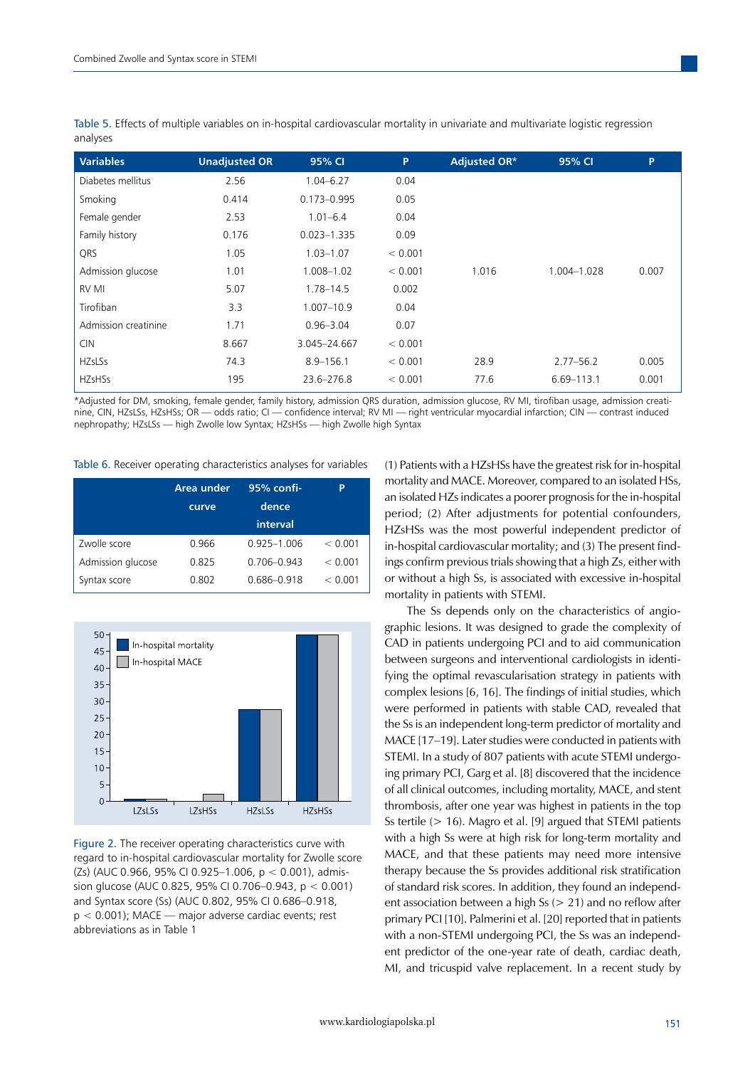Table 5. Effects of multiple variables on in-hospital cardiovascular mortality in univariate and multivariate logistic regression analyses

| Variables | Unadjusted OR | 95% CI | P | Adjusted OR* | 95% CI | P |
|---|---|---|---|---|---|---|
| Diabetes mellitus | 2.56 | 1.04–6.27 | 0.04 | | | |
| Smoking | 0.414 | 0.173–0.995 | 0.05 | | | |
| Female gender | 2.53 | 1.01–6.4 | 0.04 | | | |
| Family history | 0.176 | 0.023–1.335 | 0.09 | | | |
| QRS | 1.05 | 1.03–1.07 | < 0.001 | | | |
| Admission glucose | 1.01 | 1.008–1.02 | < 0.001 | 1.016 | 1.004–1.028 | 0.007 |
| RV MI | 5.07 | 1.78–14.5 | 0.002 | | | |
| Tirofiban | 3.3 | 1.007–10.9 | 0.04 | | | |
| Admission creatinine | 1.71 | 0.96–3.04 | 0.07 | | | |
| CIN | 8.667 | 3.045–24.667 | < 0.001 | | | |
| HZsLSs | 74.3 | 8.9–156.1 | < 0.001 | 28.9 | 2.77–56.2 | 0.005 |
| HZsHSs | 195 | 23.6–276.8 | < 0.001 | 77.6 | 6.69–113.1 | 0.001 |

*Adjusted for DM, smoking, female gender, family history, admission QRS duration, admission glucose, RV MI, tirofiban usage, admission creatinine, CIN, HZsLSs, HZsHSs; OR — odds ratio; CI — confidence interval; RV MI — right ventricular myocardial infarction; CIN — contrast induced nephropathy; HZsLSs — high Zwolle low Syntax; HZsHSs — high Zwolle high Syntax

Table 6. Receiver operating characteristics analyses for variables

| | Area under curve | 95% confidence interval | P |
|---|---|---|---|
| Zwolle score | 0.966 | 0.925–1.006 | < 0.001 |
| Admission glucose | 0.825 | 0.706–0.943 | < 0.001 |
| Syntax score | 0.802 | 0.686–0.918 | < 0.001 |

Figure 2. The receiver operating characteristics curve with regard to in-hospital cardiovascular mortality for Zwolle score (Zs) (AUC 0.966, 95% CI 0.925–1.006, p < 0.001), admission glucose (AUC 0.825, 95% CI 0.706–0.943, p < 0.001) and Syntax score (Ss) (AUC 0.802, 95% CI 0.686–0.918, p < 0.001); MACE — major adverse cardiac events; rest abbreviations as in Table 1

(1) Patients with a HZsHSs have the greatest risk for in-hospital mortality and MACE. Moreover, compared to an isolated HSs, an isolated HZs indicates a poorer prognosis for the in-hospital period; (2) After adjustments for potential confounders, HZsHSs was the most powerful independent predictor of in-hospital cardiovascular mortality; and (3) The present findings confirm previous trials showing that a high Zs, either with or without a high Ss, is associated with excessive in-hospital mortality in patients with STEMI.

The Ss depends only on the characteristics of angiographic lesions. It was designed to grade the complexity of CAD in patients undergoing PCI and to aid communication between surgeons and interventional cardiologists in identifying the optimal revascularisation strategy in patients with complex lesions [6, 16]. The findings of initial studies, which were performed in patients with stable CAD, revealed that the Ss is an independent long-term predictor of mortality and MACE [17–19]. Later studies were conducted in patients with STEMI. In a study of 807 patients with acute STEMI undergoing primary PCI, Garg et al. [8] discovered that the incidence of all clinical outcomes, including mortality, MACE, and stent thrombosis, after one year was highest in patients in the top Ss tertile (> 16). Magro et al. [9] argued that STEMI patients with a high Ss were at high risk for long-term mortality and MACE, and that these patients may need more intensive therapy because the Ss provides additional risk stratification of standard risk scores. In addition, they found an independent association between a high Ss (> 21) and no reflow after primary PCI [10]. Palmerini et al. [20] reported that in patients with a non-STEMI undergoing PCI, the Ss was an independent predictor of the one-year rate of death, cardiac death, MI, and tricuspid valve replacement. In a recent study by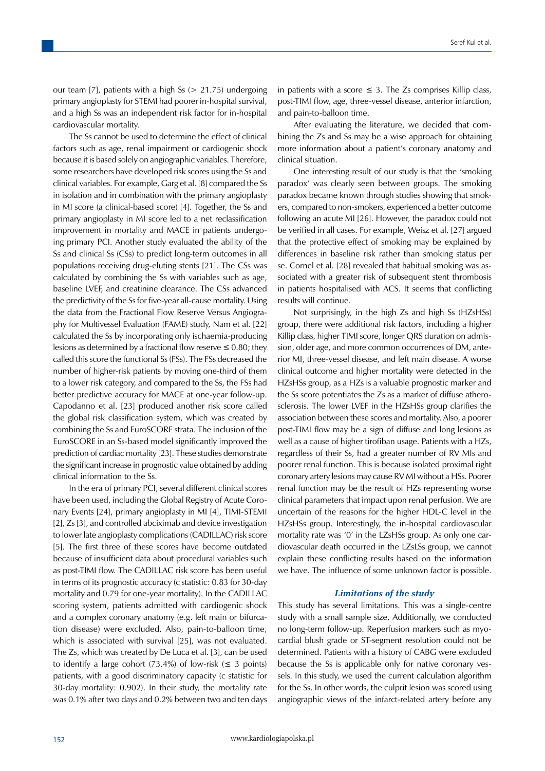our team [7], patients with a high Ss (> 21.75) undergoing primary angioplasty for STEMI had poorer in-hospital survival, and a high Ss was an independent risk factor for in-hospital cardiovascular mortality.

The Ss cannot be used to determine the effect of clinical factors such as age, renal impairment or cardiogenic shock because it is based solely on angiographic variables. Therefore, some researchers have developed risk scores using the Ss and clinical variables. For example, Garg et al. [8] compared the Ss in isolation and in combination with the primary angioplasty in MI score (a clinical-based score) [4]. Together, the Ss and primary angioplasty in MI score led to a net reclassification improvement in mortality and MACE in patients undergoing primary PCI. Another study evaluated the ability of the Ss and clinical Ss (CSs) to predict long-term outcomes in all populations receiving drug-eluting stents [21]. The CSs was calculated by combining the Ss with variables such as age, baseline LVEF, and creatinine clearance. The CSs advanced the predictivity of the Ss for five-year all-cause mortality. Using the data from the Fractional Flow Reserve Versus Angiography for Multivessel Evaluation (FAME) study, Nam et al. [22] calculated the Ss by incorporating only ischaemia-producing lesions as determined by a fractional flow reserve ≤ 0.80; they called this score the functional Ss (FSs). The FSs decreased the number of higher-risk patients by moving one-third of them to a lower risk category, and compared to the Ss, the FSs had better predictive accuracy for MACE at one-year follow-up. Capodanno et al. [23] produced another risk score called the global risk classification system, which was created by combining the Ss and EuroSCORE strata. The inclusion of the EuroSCORE in an Ss-based model significantly improved the prediction of cardiac mortality [23]. These studies demonstrate the significant increase in prognostic value obtained by adding clinical information to the Ss.

In the era of primary PCI, several different clinical scores have been used, including the Global Registry of Acute Coronary Events [24], primary angioplasty in MI [4], TIMI-STEMI [2], Zs [3], and controlled abciximab and device investigation to lower late angioplasty complications (CADILLAC) risk score [5]. The first three of these scores have become outdated because of insufficient data about procedural variables such as post-TIMI flow. The CADILLAC risk score has been useful in terms of its prognostic accuracy (c statistic: 0.83 for 30-day mortality and 0.79 for one-year mortality). In the CADILLAC scoring system, patients admitted with cardiogenic shock and a complex coronary anatomy (e.g. left main or bifurcation disease) were excluded. Also, pain-to-balloon time, which is associated with survival [25], was not evaluated. The Zs, which was created by De Luca et al. [3], can be used to identify a large cohort (73.4%) of low-risk (≤ 3 points) patients, with a good discriminatory capacity (c statistic for 30-day mortality: 0.902). In their study, the mortality rate was 0.1% after two days and 0.2% between two and ten days in patients with a score ≤ 3. The Zs comprises Killip class, post-TIMI flow, age, three-vessel disease, anterior infarction, and pain-to-balloon time.

After evaluating the literature, we decided that combining the Zs and Ss may be a wise approach for obtaining more information about a patient's coronary anatomy and clinical situation.

One interesting result of our study is that the 'smoking paradox' was clearly seen between groups. The smoking paradox became known through studies showing that smokers, compared to non-smokers, experienced a better outcome following an acute MI [26]. However, the paradox could not be verified in all cases. For example, Weisz et al. [27] argued that the protective effect of smoking may be explained by differences in baseline risk rather than smoking status per se. Cornel et al. [28] revealed that habitual smoking was associated with a greater risk of subsequent stent thrombosis in patients hospitalised with ACS. It seems that conflicting results will continue.

Not surprisingly, in the high Zs and high Ss (HZsHSs) group, there were additional risk factors, including a higher Killip class, higher TIMI score, longer QRS duration on admission, older age, and more common occurrences of DM, anterior MI, three-vessel disease, and left main disease. A worse clinical outcome and higher mortality were detected in the HZsHSs group, as a HZs is a valuable prognostic marker and the Ss score potentiates the Zs as a marker of diffuse atherosclerosis. The lower LVEF in the HZsHSs group clarifies the association between these scores and mortality. Also, a poorer post-TIMI flow may be a sign of diffuse and long lesions as well as a cause of higher tirofiban usage. Patients with a HZs, regardless of their Ss, had a greater number of RV MIs and poorer renal function. This is because isolated proximal right coronary artery lesions may cause RV MI without a HSs. Poorer renal function may be the result of HZs representing worse clinical parameters that impact upon renal perfusion. We are uncertain of the reasons for the higher HDL-C level in the HZsHSs group. Interestingly, the in-hospital cardiovascular mortality rate was '0' in the LZsHSs group. As only one cardiovascular death occurred in the LZsLSs group, we cannot explain these conflicting results based on the information we have. The influence of some unknown factor is possible.

### *Limitations of the study*

This study has several limitations. This was a single-centre study with a small sample size. Additionally, we conducted no long-term follow-up. Reperfusion markers such as myocardial blush grade or ST-segment resolution could not be determined. Patients with a history of CABG were excluded because the Ss is applicable only for native coronary vessels. In this study, we used the current calculation algorithm for the Ss. In other words, the culprit lesion was scored using angiographic views of the infarct-related artery before any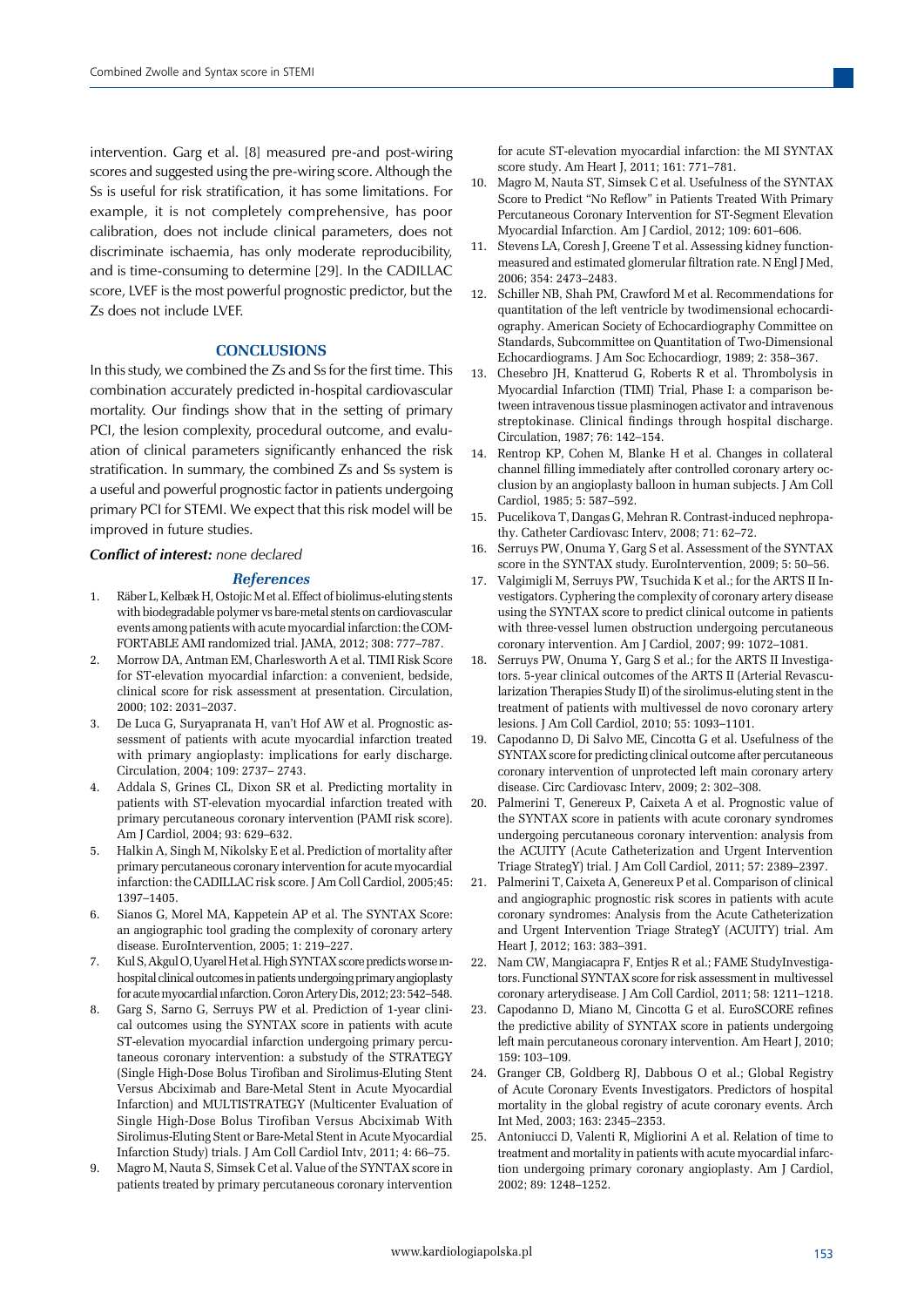intervention. Garg et al. [8] measured pre-and post-wiring scores and suggested using the pre-wiring score. Although the Ss is useful for risk stratification, it has some limitations. For example, it is not completely comprehensive, has poor calibration, does not include clinical parameters, does not discriminate ischaemia, has only moderate reproducibility, and is time-consuming to determine [29]. In the CADILLAC score, LVEF is the most powerful prognostic predictor, but the Zs does not include LVEF.

## CONCLUSIONS

In this study, we combined the Zs and Ss for the first time. This combination accurately predicted in-hospital cardiovascular mortality. Our findings show that in the setting of primary PCI, the lesion complexity, procedural outcome, and evaluation of clinical parameters significantly enhanced the risk stratification. In summary, the combined Zs and Ss system is a useful and powerful prognostic factor in patients undergoing primary PCI for STEMI. We expect that this risk model will be improved in future studies.

***Conflict of interest:*** *none declared*

### *References*

1. Räber L, Kelbæk H, Ostojic M et al. Effect of biolimus-eluting stents with biodegradable polymer vs bare-metal stents on cardiovascular events among patients with acute myocardial infarction: the COMFORTABLE AMI randomized trial. JAMA, 2012; 308: 777–787.
2. Morrow DA, Antman EM, Charlesworth A et al. TIMI Risk Score for ST-elevation myocardial infarction: a convenient, bedside, clinical score for risk assessment at presentation. Circulation, 2000; 102: 2031–2037.
3. De Luca G, Suryapranata H, van't Hof AW et al. Prognostic assessment of patients with acute myocardial infarction treated with primary angioplasty: implications for early discharge. Circulation, 2004; 109: 2737– 2743.
4. Addala S, Grines CL, Dixon SR et al. Predicting mortality in patients with ST-elevation myocardial infarction treated with primary percutaneous coronary intervention (PAMI risk score). Am J Cardiol, 2004; 93: 629–632.
5. Halkin A, Singh M, Nikolsky E et al. Prediction of mortality after primary percutaneous coronary intervention for acute myocardial infarction: the CADILLAC risk score. J Am Coll Cardiol, 2005;45: 1397–1405.
6. Sianos G, Morel MA, Kappetein AP et al. The SYNTAX Score: an angiographic tool grading the complexity of coronary artery disease. EuroIntervention, 2005; 1: 219–227.
7. Kul S, Akgul O, Uyarel H et al. High SYNTAX score predicts worse in-hospital clinical outcomes in patients undergoing primary angioplasty for acute myocardial infarction. Coron Artery Dis, 2012; 23: 542–548.
8. Garg S, Sarno G, Serruys PW et al. Prediction of 1-year clinical outcomes using the SYNTAX score in patients with acute ST-elevation myocardial infarction undergoing primary percutaneous coronary intervention: a substudy of the STRATEGY (Single High-Dose Bolus Tirofiban and Sirolimus-Eluting Stent Versus Abciximab and Bare-Metal Stent in Acute Myocardial Infarction) and MULTISTRATEGY (Multicenter Evaluation of Single High-Dose Bolus Tirofiban Versus Abciximab With Sirolimus-Eluting Stent or Bare-Metal Stent in Acute Myocardial Infarction Study) trials. J Am Coll Cardiol Intv, 2011; 4: 66–75.
9. Magro M, Nauta S, Simsek C et al. Value of the SYNTAX score in patients treated by primary percutaneous coronary intervention for acute ST-elevation myocardial infarction: the MI SYNTAX score study. Am Heart J, 2011; 161: 771–781.
10. Magro M, Nauta ST, Simsek C et al. Usefulness of the SYNTAX Score to Predict "No Reflow" in Patients Treated With Primary Percutaneous Coronary Intervention for ST-Segment Elevation Myocardial Infarction. Am J Cardiol, 2012; 109: 601–606.
11. Stevens LA, Coresh J, Greene T et al. Assessing kidney function-measured and estimated glomerular filtration rate. N Engl J Med, 2006; 354: 2473–2483.
12. Schiller NB, Shah PM, Crawford M et al. Recommendations for quantitation of the left ventricle by twodimensional echocardiography. American Society of Echocardiography Committee on Standards, Subcommittee on Quantitation of Two-Dimensional Echocardiograms. J Am Soc Echocardiogr, 1989; 2: 358–367.
13. Chesebro JH, Knatterud G, Roberts R et al. Thrombolysis in Myocardial Infarction (TIMI) Trial, Phase I: a comparison between intravenous tissue plasminogen activator and intravenous streptokinase. Clinical findings through hospital discharge. Circulation, 1987; 76: 142–154.
14. Rentrop KP, Cohen M, Blanke H et al. Changes in collateral channel filling immediately after controlled coronary artery occlusion by an angioplasty balloon in human subjects. J Am Coll Cardiol, 1985; 5: 587–592.
15. Pucelikova T, Dangas G, Mehran R. Contrast-induced nephropathy. Catheter Cardiovasc Interv, 2008; 71: 62–72.
16. Serruys PW, Onuma Y, Garg S et al. Assessment of the SYNTAX score in the SYNTAX study. EuroIntervention, 2009; 5: 50–56.
17. Valgimigli M, Serruys PW, Tsuchida K et al.; for the ARTS II Investigators. Cyphering the complexity of coronary artery disease using the SYNTAX score to predict clinical outcome in patients with three-vessel lumen obstruction undergoing percutaneous coronary intervention. Am J Cardiol, 2007; 99: 1072–1081.
18. Serruys PW, Onuma Y, Garg S et al.; for the ARTS II Investigators. 5-year clinical outcomes of the ARTS II (Arterial Revascularization Therapies Study II) of the sirolimus-eluting stent in the treatment of patients with multivessel de novo coronary artery lesions. J Am Coll Cardiol, 2010; 55: 1093–1101.
19. Capodanno D, Di Salvo ME, Cincotta G et al. Usefulness of the SYNTAX score for predicting clinical outcome after percutaneous coronary intervention of unprotected left main coronary artery disease. Circ Cardiovasc Interv, 2009; 2: 302–308.
20. Palmerini T, Genereux P, Caixeta A et al. Prognostic value of the SYNTAX score in patients with acute coronary syndromes undergoing percutaneous coronary intervention: analysis from the ACUITY (Acute Catheterization and Urgent Intervention Triage StrategY) trial. J Am Coll Cardiol, 2011; 57: 2389–2397.
21. Palmerini T, Caixeta A, Genereux P et al. Comparison of clinical and angiographic prognostic risk scores in patients with acute coronary syndromes: Analysis from the Acute Catheterization and Urgent Intervention Triage StrategY (ACUITY) trial. Am Heart J, 2012; 163: 383–391.
22. Nam CW, Mangiacapra F, Entjes R et al.; FAME StudyInvestigators. Functional SYNTAX score for risk assessment in multivessel coronary arterydisease. J Am Coll Cardiol, 2011; 58: 1211–1218.
23. Capodanno D, Miano M, Cincotta G et al. EuroSCORE refines the predictive ability of SYNTAX score in patients undergoing left main percutaneous coronary intervention. Am Heart J, 2010; 159: 103–109.
24. Granger CB, Goldberg RJ, Dabbous O et al.; Global Registry of Acute Coronary Events Investigators. Predictors of hospital mortality in the global registry of acute coronary events. Arch Int Med, 2003; 163: 2345–2353.
25. Antoniucci D, Valenti R, Migliorini A et al. Relation of time to treatment and mortality in patients with acute myocardial infarction undergoing primary coronary angioplasty. Am J Cardiol, 2002; 89: 1248–1252.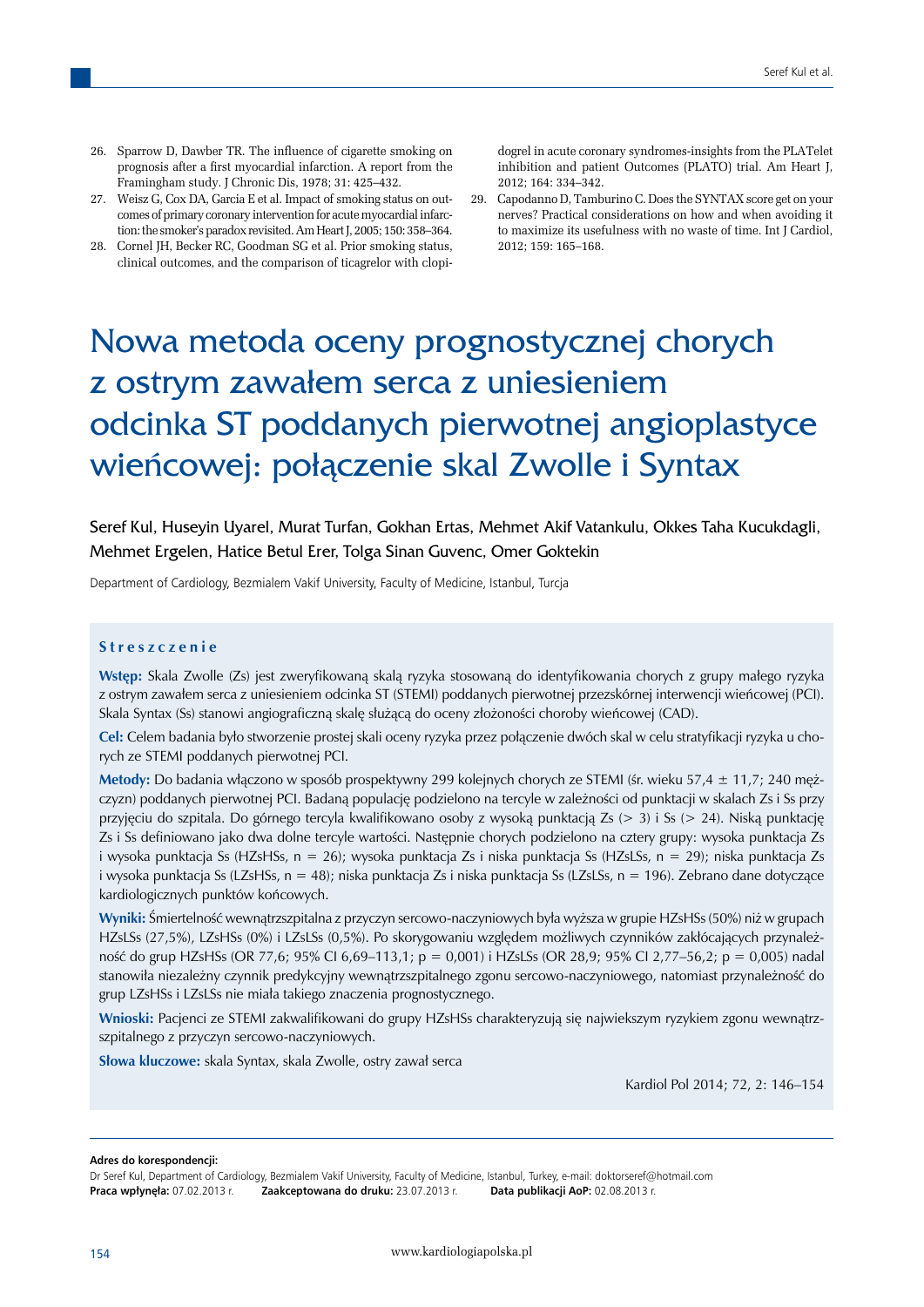26. Sparrow D, Dawber TR. The influence of cigarette smoking on prognosis after a first myocardial infarction. A report from the Framingham study. J Chronic Dis, 1978; 31: 425–432.
27. Weisz G, Cox DA, Garcia E et al. Impact of smoking status on outcomes of primary coronary intervention for acute myocardial infarction: the smoker's paradox revisited. Am Heart J, 2005; 150: 358–364.
28. Cornel JH, Becker RC, Goodman SG et al. Prior smoking status, clinical outcomes, and the comparison of ticagrelor with clopidogrel in acute coronary syndromes-insights from the PLATelet inhibition and patient Outcomes (PLATO) trial. Am Heart J, 2012; 164: 334–342.
29. Capodanno D, Tamburino C. Does the SYNTAX score get on your nerves? Practical considerations on how and when avoiding it to maximize its usefulness with no waste of time. Int J Cardiol, 2012; 159: 165–168.

# Nowa metoda oceny prognostycznej chorych z ostrym zawałem serca z uniesieniem odcinka ST poddanych pierwotnej angioplastyce wieńcowej: połączenie skal Zwolle i Syntax

Seref Kul, Huseyin Uyarel, Murat Turfan, Gokhan Ertas, Mehmet Akif Vatankulu, Okkes Taha Kucukdagli, Mehmet Ergelen, Hatice Betul Erer, Tolga Sinan Guvenc, Omer Goktekin

Department of Cardiology, Bezmialem Vakif University, Faculty of Medicine, Istanbul, Turcja

## Streszczenie

**Wstęp:** Skala Zwolle (Zs) jest zweryfikowaną skalą ryzyka stosowaną do identyfikowania chorych z grupy małego ryzyka z ostrym zawałem serca z uniesieniem odcinka ST (STEMI) poddanych pierwotnej przezskórnej interwencji wieńcowej (PCI). Skala Syntax (Ss) stanowi angiograficzną skalę służącą do oceny złożoności choroby wieńcowej (CAD).

**Cel:** Celem badania było stworzenie prostej skali oceny ryzyka przez połączenie dwóch skal w celu stratyfikacji ryzyka u chorych ze STEMI poddanych pierwotnej PCI.

**Metody:** Do badania włączono w sposób prospektywny 299 kolejnych chorych ze STEMI (śr. wieku 57,4 ± 11,7; 240 mężczyzn) poddanych pierwotnej PCI. Badaną populację podzielono na tercyle w zależności od punktacji w skalach Zs i Ss przy przyjęciu do szpitala. Do górnego tercyla kwalifikowano osoby z wysoką punktacją Zs (> 3) i Ss (> 24). Niską punktację Zs i Ss definiowano jako dwa dolne tercyle wartości. Następnie chorych podzielono na cztery grupy: wysoka punktacja Zs i wysoka punktacja Ss (HZsHSs, n = 26); wysoka punktacja Zs i niska punktacja Ss (HZsLSs, n = 29); niska punktacja Zs i wysoka punktacja Ss (LZsHSs, n = 48); niska punktacja Zs i niska punktacja Ss (LZsLSs, n = 196). Zebrano dane dotyczące kardiologicznych punktów końcowych.

**Wyniki:** Śmiertelność wewnątrzszpitalna z przyczyn sercowo-naczyniowych była wyższa w grupie HZsHSs (50%) niż w grupach HZsLSs (27,5%), LZsHSs (0%) i LZsLSs (0,5%). Po skorygowaniu względem możliwych czynników zakłócających przynależność do grup HZsHSs (OR 77,6; 95% CI 6,69–113,1; p = 0,001) i HZsLSs (OR 28,9; 95% CI 2,77–56,2; p = 0,005) nadal stanowiła niezależny czynnik predykcyjny wewnątrzszpitalnego zgonu sercowo-naczyniowego, natomiast przynależność do grup LZsHSs i LZsLSs nie miała takiego znaczenia prognostycznego.

**Wnioski:** Pacjenci ze STEMI zakwalifikowani do grupy HZsHSs charakteryzują się najwiekszym ryzykiem zgonu wewnątrzszpitalnego z przyczyn sercowo-naczyniowych.

**Słowa kluczowe:** skala Syntax, skala Zwolle, ostry zawał serca

Kardiol Pol 2014; 72, 2: 146–154

**Adres do korespondencji:**
Dr Seref Kul, Department of Cardiology, Bezmialem Vakif University, Faculty of Medicine, Istanbul, Turkey, e-mail: doktorseref@hotmail.com
**Praca wpłynęła:** 07.02.2013 r. **Zaakceptowana do druku:** 23.07.2013 r. **Data publikacji AoP:** 02.08.2013 r.